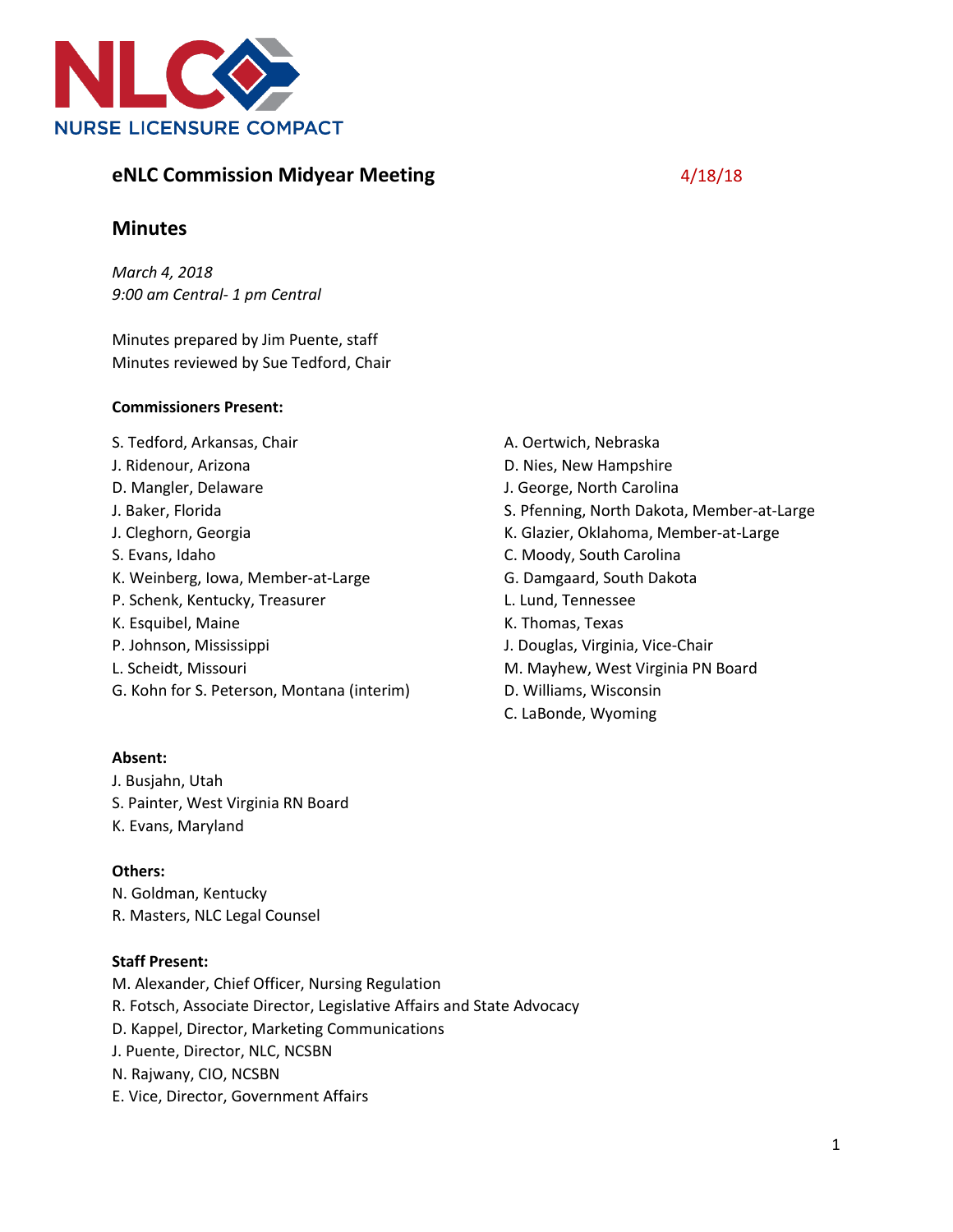NLC NURSE LICENSURE COMPACT

## eNLC Commission Midyear Meeting

4/18/18

## Minutes

*March 4, 2018*
*9:00 am Central- 1 pm Central*

Minutes prepared by Jim Puente, staff
Minutes reviewed by Sue Tedford, Chair

**Commissioners Present:**

S. Tedford, Arkansas, Chair
J. Ridenour, Arizona
D. Mangler, Delaware
J. Baker, Florida
J. Cleghorn, Georgia
S. Evans, Idaho
K. Weinberg, Iowa, Member-at-Large
P. Schenk, Kentucky, Treasurer
K. Esquibel, Maine
P. Johnson, Mississippi
L. Scheidt, Missouri
G. Kohn for S. Peterson, Montana (interim)
A. Oertwich, Nebraska
D. Nies, New Hampshire
J. George, North Carolina
S. Pfenning, North Dakota, Member-at-Large
K. Glazier, Oklahoma, Member-at-Large
C. Moody, South Carolina
G. Damgaard, South Dakota
L. Lund, Tennessee
K. Thomas, Texas
J. Douglas, Virginia, Vice-Chair
M. Mayhew, West Virginia PN Board
D. Williams, Wisconsin
C. LaBonde, Wyoming

**Absent:**

J. Busjahn, Utah
S. Painter, West Virginia RN Board
K. Evans, Maryland

**Others:**

N. Goldman, Kentucky
R. Masters, NLC Legal Counsel

**Staff Present:**

M. Alexander, Chief Officer, Nursing Regulation
R. Fotsch, Associate Director, Legislative Affairs and State Advocacy
D. Kappel, Director, Marketing Communications
J. Puente, Director, NLC, NCSBN
N. Rajwany, CIO, NCSBN
E. Vice, Director, Government Affairs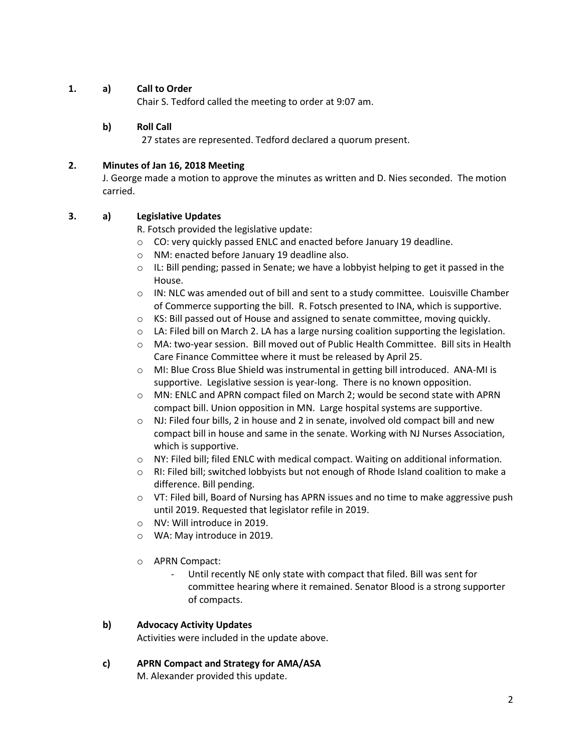**1. a) Call to Order**

Chair S. Tedford called the meeting to order at 9:07 am.

**b) Roll Call**

27 states are represented. Tedford declared a quorum present.

**2. Minutes of Jan 16, 2018 Meeting**

J. George made a motion to approve the minutes as written and D. Nies seconded. The motion carried.

**3. a) Legislative Updates**

R. Fotsch provided the legislative update:

- CO: very quickly passed ENLC and enacted before January 19 deadline.
- NM: enacted before January 19 deadline also.
- IL: Bill pending; passed in Senate; we have a lobbyist helping to get it passed in the House.
- IN: NLC was amended out of bill and sent to a study committee. Louisville Chamber of Commerce supporting the bill. R. Fotsch presented to INA, which is supportive.
- KS: Bill passed out of House and assigned to senate committee, moving quickly.
- LA: Filed bill on March 2. LA has a large nursing coalition supporting the legislation.
- MA: two-year session. Bill moved out of Public Health Committee. Bill sits in Health Care Finance Committee where it must be released by April 25.
- MI: Blue Cross Blue Shield was instrumental in getting bill introduced. ANA-MI is supportive. Legislative session is year-long. There is no known opposition.
- MN: ENLC and APRN compact filed on March 2; would be second state with APRN compact bill. Union opposition in MN. Large hospital systems are supportive.
- NJ: Filed four bills, 2 in house and 2 in senate, involved old compact bill and new compact bill in house and same in the senate. Working with NJ Nurses Association, which is supportive.
- NY: Filed bill; filed ENLC with medical compact. Waiting on additional information.
- RI: Filed bill; switched lobbyists but not enough of Rhode Island coalition to make a difference. Bill pending.
- VT: Filed bill, Board of Nursing has APRN issues and no time to make aggressive push until 2019. Requested that legislator refile in 2019.
- NV: Will introduce in 2019.
- WA: May introduce in 2019.
- APRN Compact:
  - Until recently NE only state with compact that filed. Bill was sent for committee hearing where it remained. Senator Blood is a strong supporter of compacts.

**b) Advocacy Activity Updates**

Activities were included in the update above.

**c) APRN Compact and Strategy for AMA/ASA**

M. Alexander provided this update.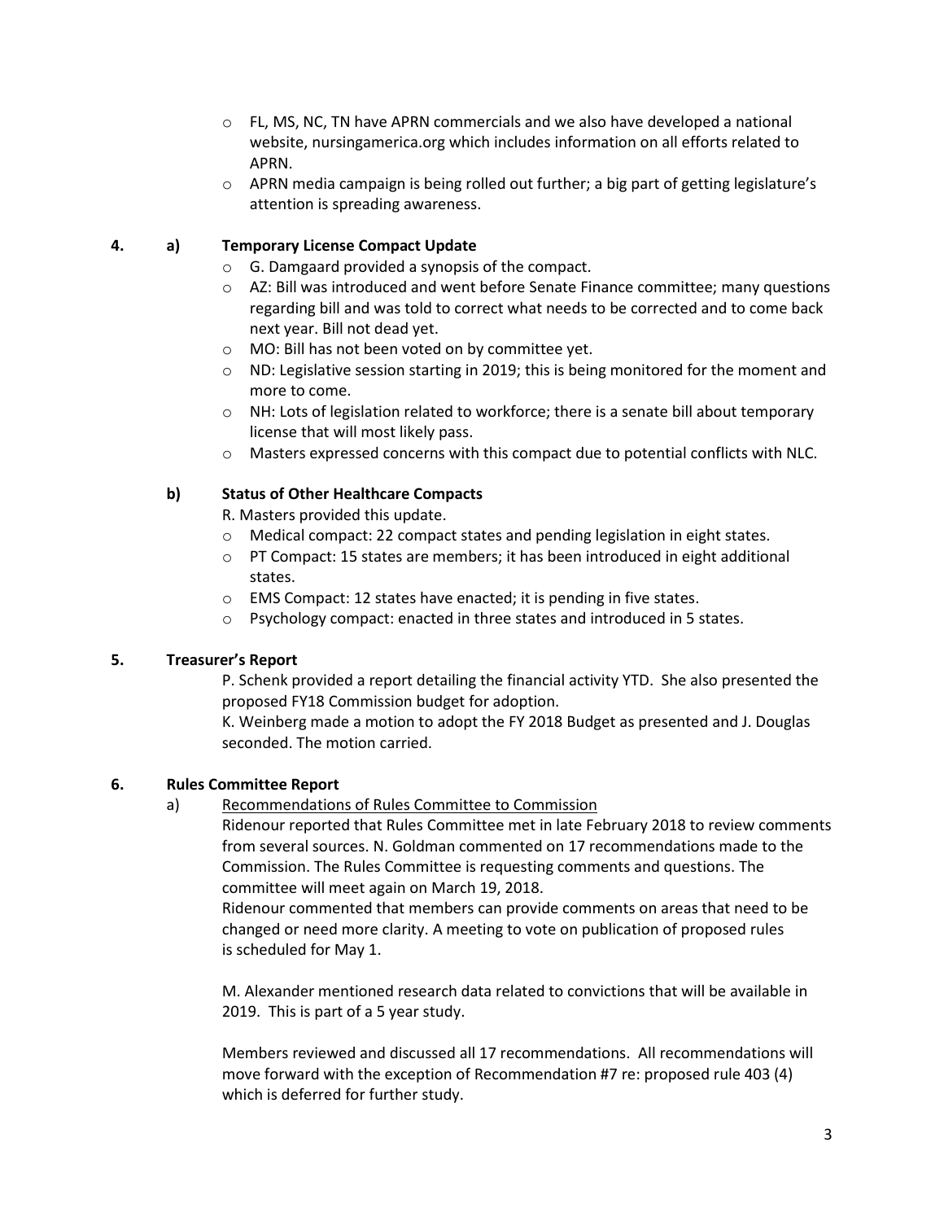- FL, MS, NC, TN have APRN commercials and we also have developed a national website, nursingamerica.org which includes information on all efforts related to APRN.
- APRN media campaign is being rolled out further; a big part of getting legislature's attention is spreading awareness.

**4. a) Temporary License Compact Update**

- G. Damgaard provided a synopsis of the compact.
- AZ: Bill was introduced and went before Senate Finance committee; many questions regarding bill and was told to correct what needs to be corrected and to come back next year. Bill not dead yet.
- MO: Bill has not been voted on by committee yet.
- ND: Legislative session starting in 2019; this is being monitored for the moment and more to come.
- NH: Lots of legislation related to workforce; there is a senate bill about temporary license that will most likely pass.
- Masters expressed concerns with this compact due to potential conflicts with NLC.

**b) Status of Other Healthcare Compacts**

R. Masters provided this update.

- Medical compact: 22 compact states and pending legislation in eight states.
- PT Compact: 15 states are members; it has been introduced in eight additional states.
- EMS Compact: 12 states have enacted; it is pending in five states.
- Psychology compact: enacted in three states and introduced in 5 states.

**5. Treasurer's Report**

P. Schenk provided a report detailing the financial activity YTD. She also presented the proposed FY18 Commission budget for adoption.

K. Weinberg made a motion to adopt the FY 2018 Budget as presented and J. Douglas seconded. The motion carried.

**6. Rules Committee Report**

a) Recommendations of Rules Committee to Commission

Ridenour reported that Rules Committee met in late February 2018 to review comments from several sources. N. Goldman commented on 17 recommendations made to the Commission. The Rules Committee is requesting comments and questions. The committee will meet again on March 19, 2018.

Ridenour commented that members can provide comments on areas that need to be changed or need more clarity. A meeting to vote on publication of proposed rules is scheduled for May 1.

M. Alexander mentioned research data related to convictions that will be available in 2019. This is part of a 5 year study.

Members reviewed and discussed all 17 recommendations. All recommendations will move forward with the exception of Recommendation #7 re: proposed rule 403 (4) which is deferred for further study.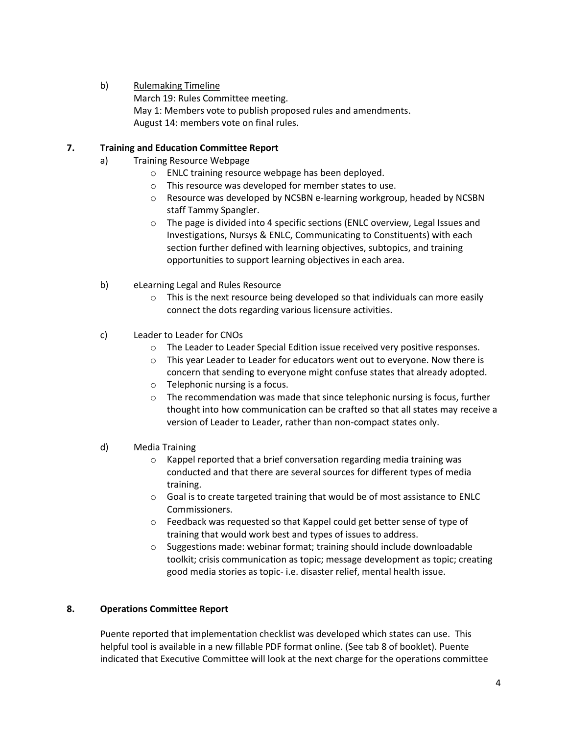b) <u>Rulemaking Timeline</u>
March 19: Rules Committee meeting.
May 1: Members vote to publish proposed rules and amendments.
August 14: members vote on final rules.

**7. Training and Education Committee Report**

a) Training Resource Webpage

- ENLC training resource webpage has been deployed.
- This resource was developed for member states to use.
- Resource was developed by NCSBN e-learning workgroup, headed by NCSBN staff Tammy Spangler.
- The page is divided into 4 specific sections (ENLC overview, Legal Issues and Investigations, Nursys & ENLC, Communicating to Constituents) with each section further defined with learning objectives, subtopics, and training opportunities to support learning objectives in each area.

b) eLearning Legal and Rules Resource

- This is the next resource being developed so that individuals can more easily connect the dots regarding various licensure activities.

c) Leader to Leader for CNOs

- The Leader to Leader Special Edition issue received very positive responses.
- This year Leader to Leader for educators went out to everyone. Now there is concern that sending to everyone might confuse states that already adopted.
- Telephonic nursing is a focus.
- The recommendation was made that since telephonic nursing is focus, further thought into how communication can be crafted so that all states may receive a version of Leader to Leader, rather than non-compact states only.

d) Media Training

- Kappel reported that a brief conversation regarding media training was conducted and that there are several sources for different types of media training.
- Goal is to create targeted training that would be of most assistance to ENLC Commissioners.
- Feedback was requested so that Kappel could get better sense of type of training that would work best and types of issues to address.
- Suggestions made: webinar format; training should include downloadable toolkit; crisis communication as topic; message development as topic; creating good media stories as topic- i.e. disaster relief, mental health issue.

**8. Operations Committee Report**

Puente reported that implementation checklist was developed which states can use. This helpful tool is available in a new fillable PDF format online. (See tab 8 of booklet). Puente indicated that Executive Committee will look at the next charge for the operations committee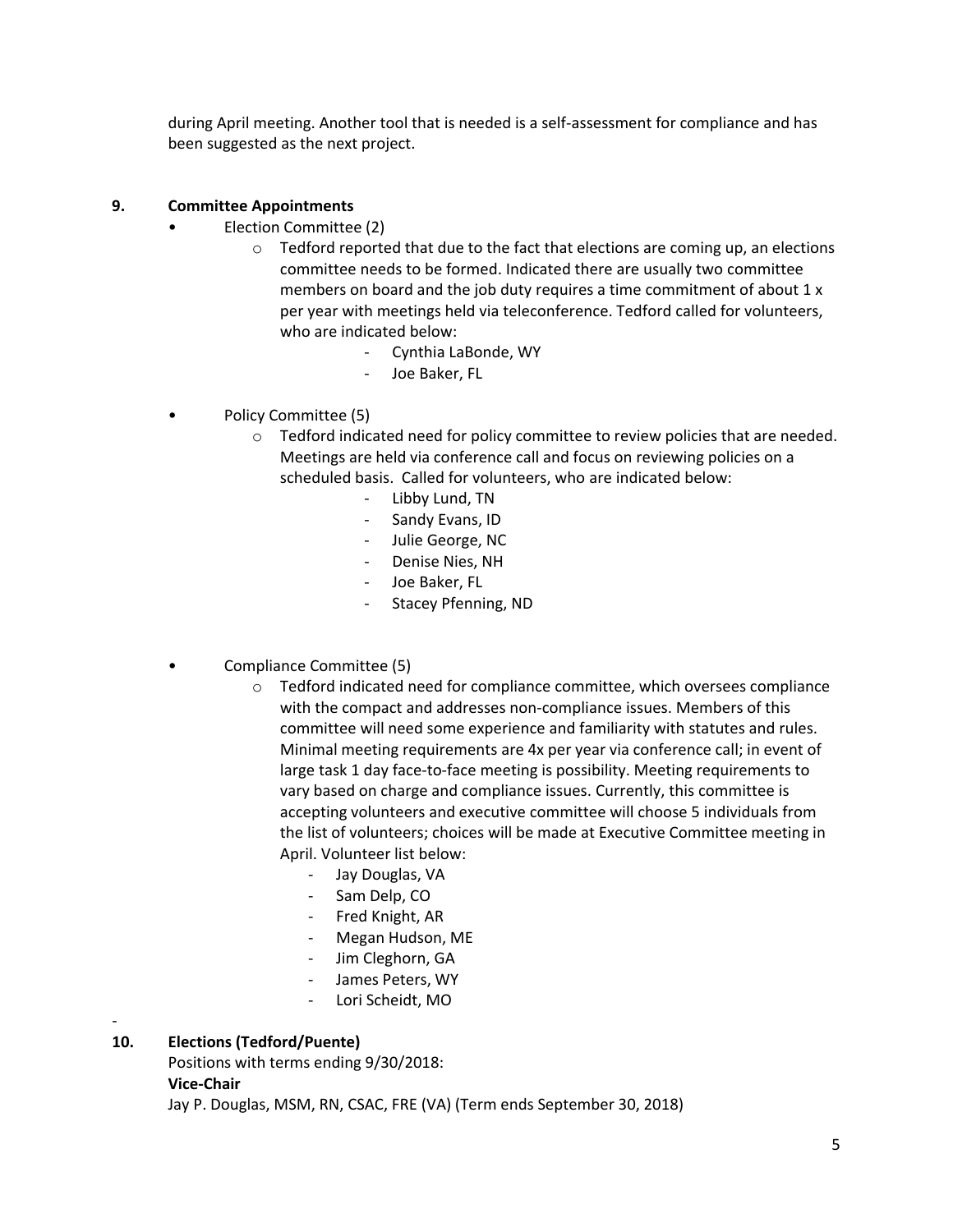during April meeting. Another tool that is needed is a self-assessment for compliance and has been suggested as the next project.

**9. Committee Appointments**

- Election Committee (2)
  - Tedford reported that due to the fact that elections are coming up, an elections committee needs to be formed. Indicated there are usually two committee members on board and the job duty requires a time commitment of about 1 x per year with meetings held via teleconference. Tedford called for volunteers, who are indicated below:
    - Cynthia LaBonde, WY
    - Joe Baker, FL

- Policy Committee (5)
  - Tedford indicated need for policy committee to review policies that are needed. Meetings are held via conference call and focus on reviewing policies on a scheduled basis. Called for volunteers, who are indicated below:
    - Libby Lund, TN
    - Sandy Evans, ID
    - Julie George, NC
    - Denise Nies, NH
    - Joe Baker, FL
    - Stacey Pfenning, ND

- Compliance Committee (5)
  - Tedford indicated need for compliance committee, which oversees compliance with the compact and addresses non-compliance issues. Members of this committee will need some experience and familiarity with statutes and rules. Minimal meeting requirements are 4x per year via conference call; in event of large task 1 day face-to-face meeting is possibility. Meeting requirements to vary based on charge and compliance issues. Currently, this committee is accepting volunteers and executive committee will choose 5 individuals from the list of volunteers; choices will be made at Executive Committee meeting in April. Volunteer list below:
    - Jay Douglas, VA
    - Sam Delp, CO
    - Fred Knight, AR
    - Megan Hudson, ME
    - Jim Cleghorn, GA
    - James Peters, WY
    - Lori Scheidt, MO

-

**10. Elections (Tedford/Puente)**

Positions with terms ending 9/30/2018:

**Vice-Chair**

Jay P. Douglas, MSM, RN, CSAC, FRE (VA) (Term ends September 30, 2018)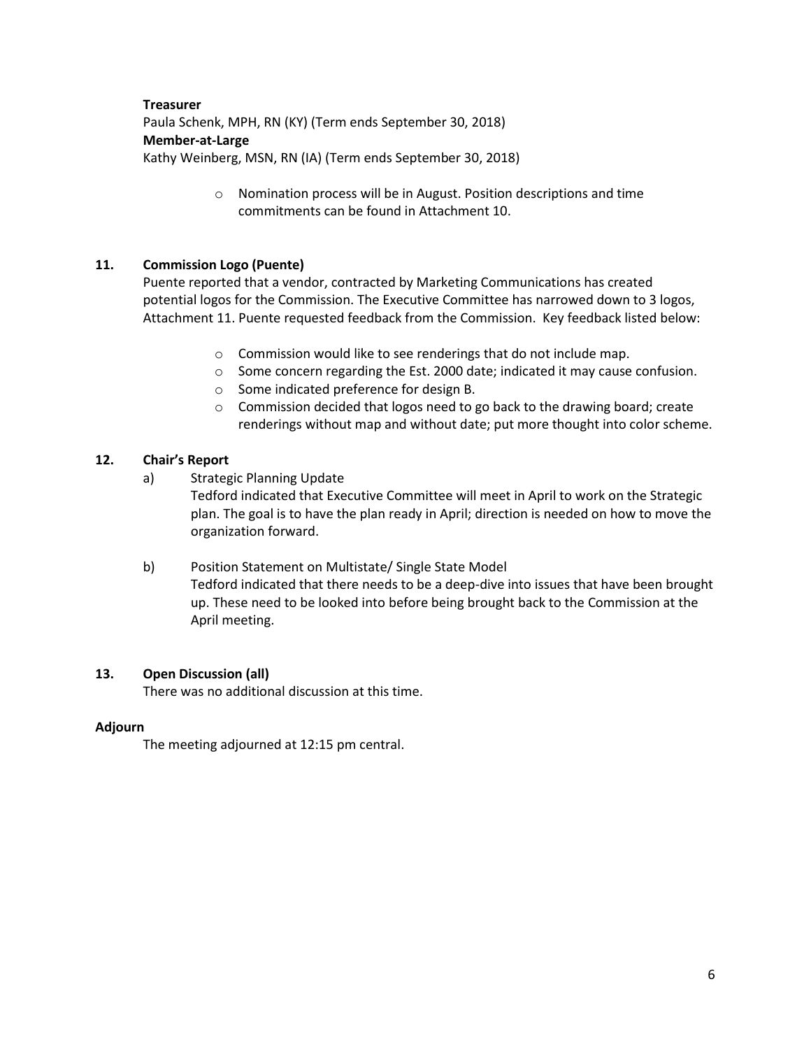**Treasurer**
Paula Schenk, MPH, RN (KY) (Term ends September 30, 2018)
**Member-at-Large**
Kathy Weinberg, MSN, RN (IA) (Term ends September 30, 2018)

- Nomination process will be in August. Position descriptions and time commitments can be found in Attachment 10.

**11. Commission Logo (Puente)**

Puente reported that a vendor, contracted by Marketing Communications has created potential logos for the Commission. The Executive Committee has narrowed down to 3 logos, Attachment 11. Puente requested feedback from the Commission. Key feedback listed below:

- Commission would like to see renderings that do not include map.
- Some concern regarding the Est. 2000 date; indicated it may cause confusion.
- Some indicated preference for design B.
- Commission decided that logos need to go back to the drawing board; create renderings without map and without date; put more thought into color scheme.

**12. Chair's Report**

a) Strategic Planning Update
Tedford indicated that Executive Committee will meet in April to work on the Strategic plan. The goal is to have the plan ready in April; direction is needed on how to move the organization forward.

b) Position Statement on Multistate/ Single State Model
Tedford indicated that there needs to be a deep-dive into issues that have been brought up. These need to be looked into before being brought back to the Commission at the April meeting.

**13. Open Discussion (all)**

There was no additional discussion at this time.

**Adjourn**

The meeting adjourned at 12:15 pm central.